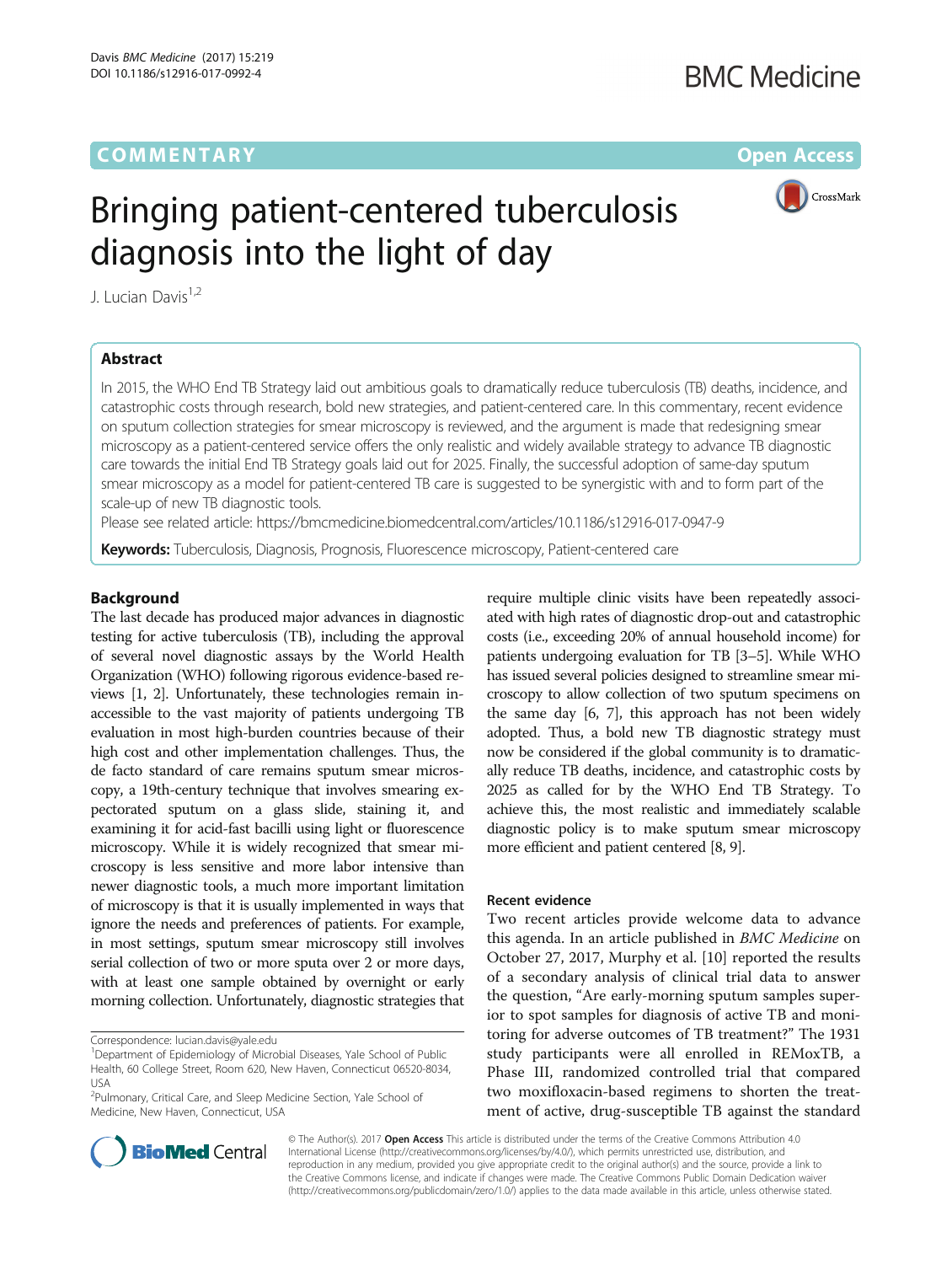# Bringing patient-centered tuberculosis diagnosis into the light of day

J. Lucian Davis[1,2]

## Abstract

In 2015, the WHO End TB Strategy laid out ambitious goals to dramatically reduce tuberculosis (TB) deaths, incidence, and catastrophic costs through research, bold new strategies, and patient-centered care. In this commentary, recent evidence on sputum collection strategies for smear microscopy is reviewed, and the argument is made that redesigning smear microscopy as a patient-centered service offers the only realistic and widely available strategy to advance TB diagnostic care towards the initial End TB Strategy goals laid out for 2025. Finally, the successful adoption of same-day sputum smear microscopy as a model for patient-centered TB care is suggested to be synergistic with and to form part of the scale-up of new TB diagnostic tools.

Please see related article: https://bmcmedicine.biomedcentral.com/articles/10.1186/s12916-017-0947-9

**Keywords:** Tuberculosis, Diagnosis, Prognosis, Fluorescence microscopy, Patient-centered care

## Background

The last decade has produced major advances in diagnostic testing for active tuberculosis (TB), including the approval of several novel diagnostic assays by the World Health Organization (WHO) following rigorous evidence-based reviews [1, 2]. Unfortunately, these technologies remain inaccessible to the vast majority of patients undergoing TB evaluation in most high-burden countries because of their high cost and other implementation challenges. Thus, the de facto standard of care remains sputum smear microscopy, a 19th-century technique that involves smearing expectorated sputum on a glass slide, staining it, and examining it for acid-fast bacilli using light or fluorescence microscopy. While it is widely recognized that smear microscopy is less sensitive and more labor intensive than newer diagnostic tools, a much more important limitation of microscopy is that it is usually implemented in ways that ignore the needs and preferences of patients. For example, in most settings, sputum smear microscopy still involves serial collection of two or more sputa over 2 or more days, with at least one sample obtained by overnight or early morning collection. Unfortunately, diagnostic strategies that require multiple clinic visits have been repeatedly associated with high rates of diagnostic drop-out and catastrophic costs (i.e., exceeding 20% of annual household income) for patients undergoing evaluation for TB [3–5]. While WHO has issued several policies designed to streamline smear microscopy to allow collection of two sputum specimens on the same day [6, 7], this approach has not been widely adopted. Thus, a bold new TB diagnostic strategy must now be considered if the global community is to dramatically reduce TB deaths, incidence, and catastrophic costs by 2025 as called for by the WHO End TB Strategy. To achieve this, the most realistic and immediately scalable diagnostic policy is to make sputum smear microscopy more efficient and patient centered [8, 9].

## Recent evidence

Two recent articles provide welcome data to advance this agenda. In an article published in *BMC Medicine* on October 27, 2017, Murphy et al. [10] reported the results of a secondary analysis of clinical trial data to answer the question, "Are early-morning sputum samples superior to spot samples for diagnosis of active TB and monitoring for adverse outcomes of TB treatment?" The 1931 study participants were all enrolled in REMoxTB, a Phase III, randomized controlled trial that compared two moxifloxacin-based regimens to shorten the treatment of active, drug-susceptible TB against the standard

Correspondence: lucian.davis@yale.edu

[1]Department of Epidemiology of Microbial Diseases, Yale School of Public Health, 60 College Street, Room 620, New Haven, Connecticut 06520-8034, USA

[2]Pulmonary, Critical Care, and Sleep Medicine Section, Yale School of Medicine, New Haven, Connecticut, USA

© The Author(s). 2017 **Open Access** This article is distributed under the terms of the Creative Commons Attribution 4.0 International License (http://creativecommons.org/licenses/by/4.0/), which permits unrestricted use, distribution, and reproduction in any medium, provided you give appropriate credit to the original author(s) and the source, provide a link to the Creative Commons license, and indicate if changes were made. The Creative Commons Public Domain Dedication waiver (http://creativecommons.org/publicdomain/zero/1.0/) applies to the data made available in this article, unless otherwise stated.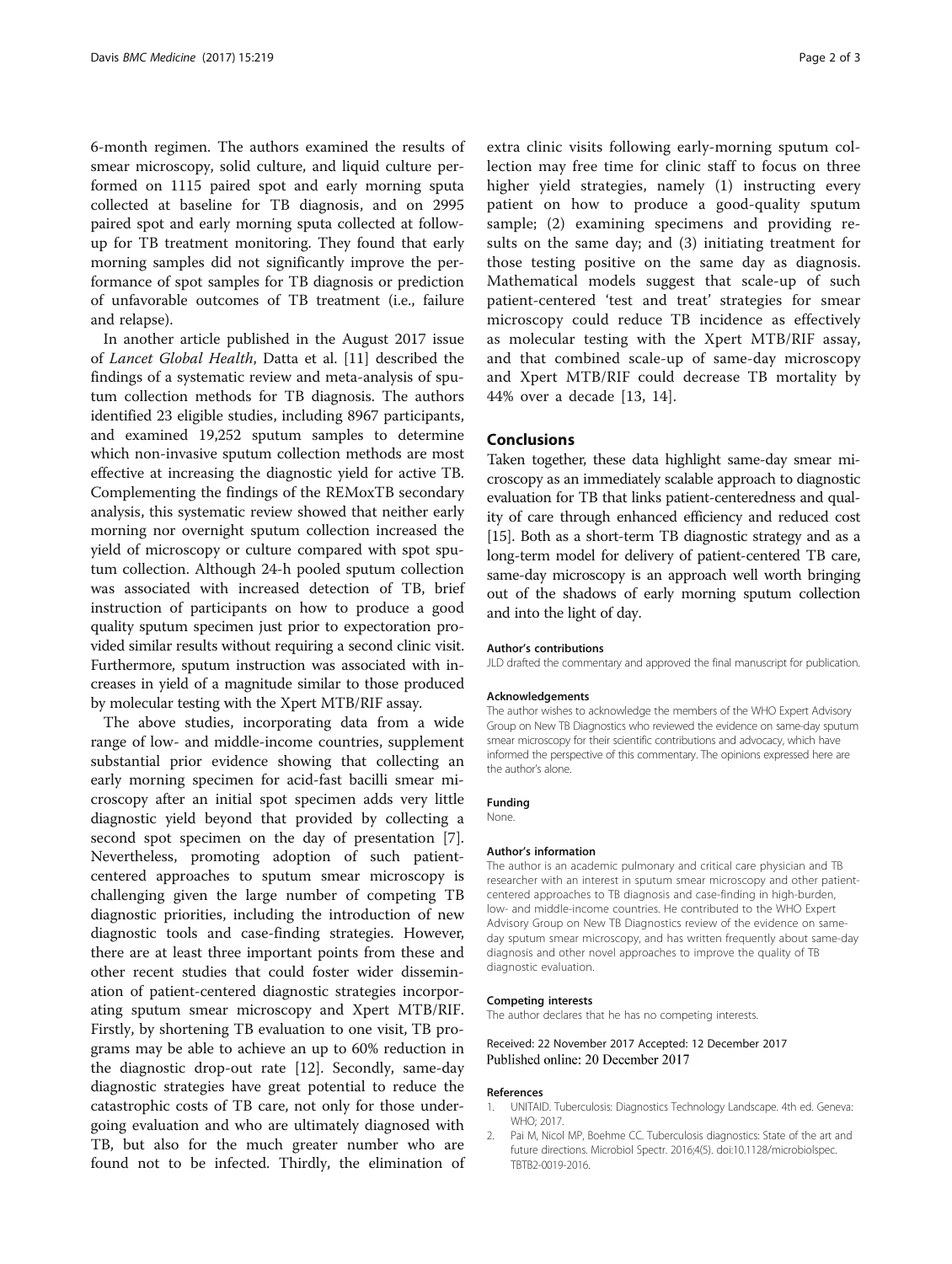6-month regimen. The authors examined the results of smear microscopy, solid culture, and liquid culture performed on 1115 paired spot and early morning sputa collected at baseline for TB diagnosis, and on 2995 paired spot and early morning sputa collected at follow-up for TB treatment monitoring. They found that early morning samples did not significantly improve the performance of spot samples for TB diagnosis or prediction of unfavorable outcomes of TB treatment (i.e., failure and relapse).

In another article published in the August 2017 issue of *Lancet Global Health*, Datta et al. [11] described the findings of a systematic review and meta-analysis of sputum collection methods for TB diagnosis. The authors identified 23 eligible studies, including 8967 participants, and examined 19,252 sputum samples to determine which non-invasive sputum collection methods are most effective at increasing the diagnostic yield for active TB. Complementing the findings of the REMoxTB secondary analysis, this systematic review showed that neither early morning nor overnight sputum collection increased the yield of microscopy or culture compared with spot sputum collection. Although 24-h pooled sputum collection was associated with increased detection of TB, brief instruction of participants on how to produce a good quality sputum specimen just prior to expectoration provided similar results without requiring a second clinic visit. Furthermore, sputum instruction was associated with increases in yield of a magnitude similar to those produced by molecular testing with the Xpert MTB/RIF assay.

The above studies, incorporating data from a wide range of low- and middle-income countries, supplement substantial prior evidence showing that collecting an early morning specimen for acid-fast bacilli smear microscopy after an initial spot specimen adds very little diagnostic yield beyond that provided by collecting a second spot specimen on the day of presentation [7]. Nevertheless, promoting adoption of such patient-centered approaches to sputum smear microscopy is challenging given the large number of competing TB diagnostic priorities, including the introduction of new diagnostic tools and case-finding strategies. However, there are at least three important points from these and other recent studies that could foster wider dissemination of patient-centered diagnostic strategies incorporating sputum smear microscopy and Xpert MTB/RIF. Firstly, by shortening TB evaluation to one visit, TB programs may be able to achieve an up to 60% reduction in the diagnostic drop-out rate [12]. Secondly, same-day diagnostic strategies have great potential to reduce the catastrophic costs of TB care, not only for those undergoing evaluation and who are ultimately diagnosed with TB, but also for the much greater number who are found not to be infected. Thirdly, the elimination of extra clinic visits following early-morning sputum collection may free time for clinic staff to focus on three higher yield strategies, namely (1) instructing every patient on how to produce a good-quality sputum sample; (2) examining specimens and providing results on the same day; and (3) initiating treatment for those testing positive on the same day as diagnosis. Mathematical models suggest that scale-up of such patient-centered 'test and treat' strategies for smear microscopy could reduce TB incidence as effectively as molecular testing with the Xpert MTB/RIF assay, and that combined scale-up of same-day microscopy and Xpert MTB/RIF could decrease TB mortality by 44% over a decade [13, 14].

## Conclusions

Taken together, these data highlight same-day smear microscopy as an immediately scalable approach to diagnostic evaluation for TB that links patient-centeredness and quality of care through enhanced efficiency and reduced cost [15]. Both as a short-term TB diagnostic strategy and as a long-term model for delivery of patient-centered TB care, same-day microscopy is an approach well worth bringing out of the shadows of early morning sputum collection and into the light of day.

#### Author's contributions

JLD drafted the commentary and approved the final manuscript for publication.

#### Acknowledgements

The author wishes to acknowledge the members of the WHO Expert Advisory Group on New TB Diagnostics who reviewed the evidence on same-day sputum smear microscopy for their scientific contributions and advocacy, which have informed the perspective of this commentary. The opinions expressed here are the author's alone.

#### Funding

None.

#### Author's information

The author is an academic pulmonary and critical care physician and TB researcher with an interest in sputum smear microscopy and other patient-centered approaches to TB diagnosis and case-finding in high-burden, low- and middle-income countries. He contributed to the WHO Expert Advisory Group on New TB Diagnostics review of the evidence on same-day sputum smear microscopy, and has written frequently about same-day diagnosis and other novel approaches to improve the quality of TB diagnostic evaluation.

#### Competing interests

The author declares that he has no competing interests.

Received: 22 November 2017 Accepted: 12 December 2017
Published online: 20 December 2017

#### References

1. UNITAID. Tuberculosis: Diagnostics Technology Landscape. 4th ed. Geneva: WHO; 2017.
2. Pai M, Nicol MP, Boehme CC. Tuberculosis diagnostics: State of the art and future directions. Microbiol Spectr. 2016;4(5). doi:10.1128/microbiolspec.TBTB2-0019-2016.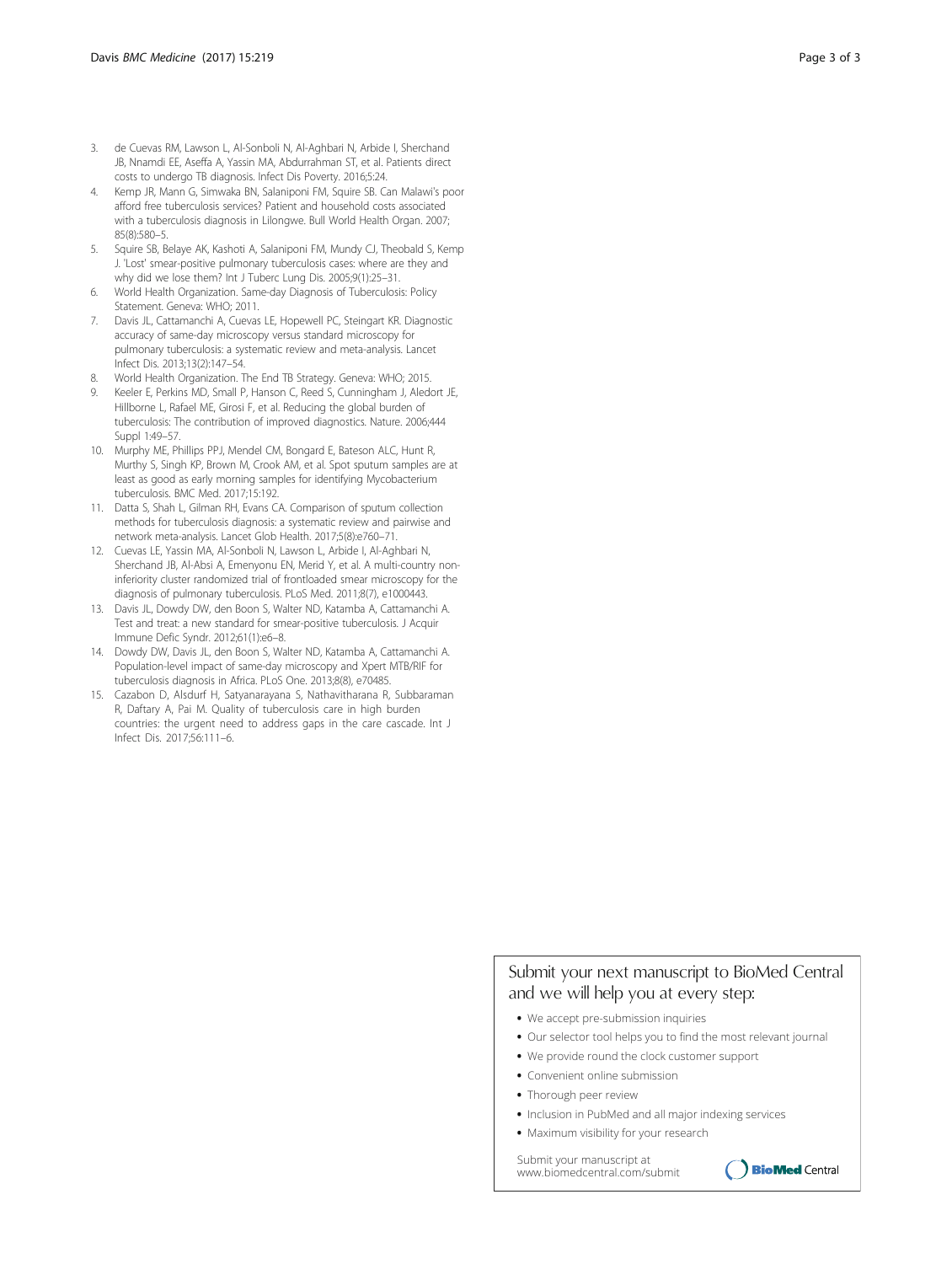3. de Cuevas RM, Lawson L, Al-Sonboli N, Al-Aghbari N, Arbide I, Sherchand JB, Nnamdi EE, Aseffa A, Yassin MA, Abdurrahman ST, et al. Patients direct costs to undergo TB diagnosis. Infect Dis Poverty. 2016;5:24.
4. Kemp JR, Mann G, Simwaka BN, Salaniponi FM, Squire SB. Can Malawi's poor afford free tuberculosis services? Patient and household costs associated with a tuberculosis diagnosis in Lilongwe. Bull World Health Organ. 2007; 85(8):580–5.
5. Squire SB, Belaye AK, Kashoti A, Salaniponi FM, Mundy CJ, Theobald S, Kemp J. 'Lost' smear-positive pulmonary tuberculosis cases: where are they and why did we lose them? Int J Tuberc Lung Dis. 2005;9(1):25–31.
6. World Health Organization. Same-day Diagnosis of Tuberculosis: Policy Statement. Geneva: WHO; 2011.
7. Davis JL, Cattamanchi A, Cuevas LE, Hopewell PC, Steingart KR. Diagnostic accuracy of same-day microscopy versus standard microscopy for pulmonary tuberculosis: a systematic review and meta-analysis. Lancet Infect Dis. 2013;13(2):147–54.
8. World Health Organization. The End TB Strategy. Geneva: WHO; 2015.
9. Keeler E, Perkins MD, Small P, Hanson C, Reed S, Cunningham J, Aledort JE, Hillborne L, Rafael ME, Girosi F, et al. Reducing the global burden of tuberculosis: The contribution of improved diagnostics. Nature. 2006;444 Suppl 1:49–57.
10. Murphy ME, Phillips PPJ, Mendel CM, Bongard E, Bateson ALC, Hunt R, Murthy S, Singh KP, Brown M, Crook AM, et al. Spot sputum samples are at least as good as early morning samples for identifying Mycobacterium tuberculosis. BMC Med. 2017;15:192.
11. Datta S, Shah L, Gilman RH, Evans CA. Comparison of sputum collection methods for tuberculosis diagnosis: a systematic review and pairwise and network meta-analysis. Lancet Glob Health. 2017;5(8):e760–71.
12. Cuevas LE, Yassin MA, Al-Sonboli N, Lawson L, Arbide I, Al-Aghbari N, Sherchand JB, Al-Absi A, Emenyonu EN, Merid Y, et al. A multi-country non-inferiority cluster randomized trial of frontloaded smear microscopy for the diagnosis of pulmonary tuberculosis. PLoS Med. 2011;8(7), e1000443.
13. Davis JL, Dowdy DW, den Boon S, Walter ND, Katamba A, Cattamanchi A. Test and treat: a new standard for smear-positive tuberculosis. J Acquir Immune Defic Syndr. 2012;61(1):e6–8.
14. Dowdy DW, Davis JL, den Boon S, Walter ND, Katamba A, Cattamanchi A. Population-level impact of same-day microscopy and Xpert MTB/RIF for tuberculosis diagnosis in Africa. PLoS One. 2013;8(8), e70485.
15. Cazabon D, Alsdurf H, Satyanarayana S, Nathavitharana R, Subbaraman R, Daftary A, Pai M. Quality of tuberculosis care in high burden countries: the urgent need to address gaps in the care cascade. Int J Infect Dis. 2017;56:111–6.

Submit your next manuscript to BioMed Central and we will help you at every step:

- We accept pre-submission inquiries
- Our selector tool helps you to find the most relevant journal
- We provide round the clock customer support
- Convenient online submission
- Thorough peer review
- Inclusion in PubMed and all major indexing services
- Maximum visibility for your research

Submit your manuscript at www.biomedcentral.com/submit